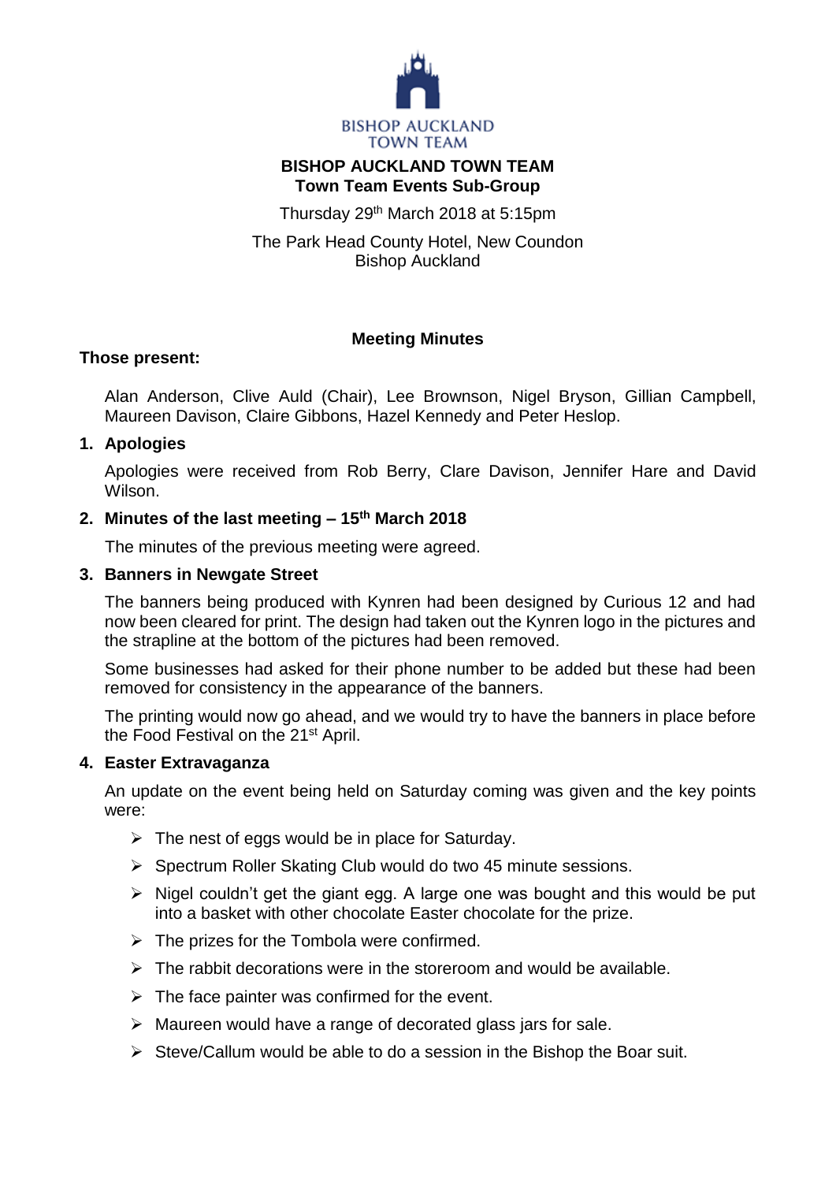BISHOP AUCKLAND TOWN TEAM

# BISHOP AUCKLAND TOWN TEAM
## Town Team Events Sub-Group

Thursday 29th March 2018 at 5:15pm

The Park Head County Hotel, New Coundon
Bishop Auckland

**Meeting Minutes**

**Those present:**

Alan Anderson, Clive Auld (Chair), Lee Brownson, Nigel Bryson, Gillian Campbell, Maureen Davison, Claire Gibbons, Hazel Kennedy and Peter Heslop.

### 1. Apologies

Apologies were received from Rob Berry, Clare Davison, Jennifer Hare and David Wilson.

### 2. Minutes of the last meeting – 15th March 2018

The minutes of the previous meeting were agreed.

### 3. Banners in Newgate Street

The banners being produced with Kynren had been designed by Curious 12 and had now been cleared for print. The design had taken out the Kynren logo in the pictures and the strapline at the bottom of the pictures had been removed.

Some businesses had asked for their phone number to be added but these had been removed for consistency in the appearance of the banners.

The printing would now go ahead, and we would try to have the banners in place before the Food Festival on the 21st April.

### 4. Easter Extravaganza

An update on the event being held on Saturday coming was given and the key points were:

- The nest of eggs would be in place for Saturday.
- Spectrum Roller Skating Club would do two 45 minute sessions.
- Nigel couldn't get the giant egg. A large one was bought and this would be put into a basket with other chocolate Easter chocolate for the prize.
- The prizes for the Tombola were confirmed.
- The rabbit decorations were in the storeroom and would be available.
- The face painter was confirmed for the event.
- Maureen would have a range of decorated glass jars for sale.
- Steve/Callum would be able to do a session in the Bishop the Boar suit.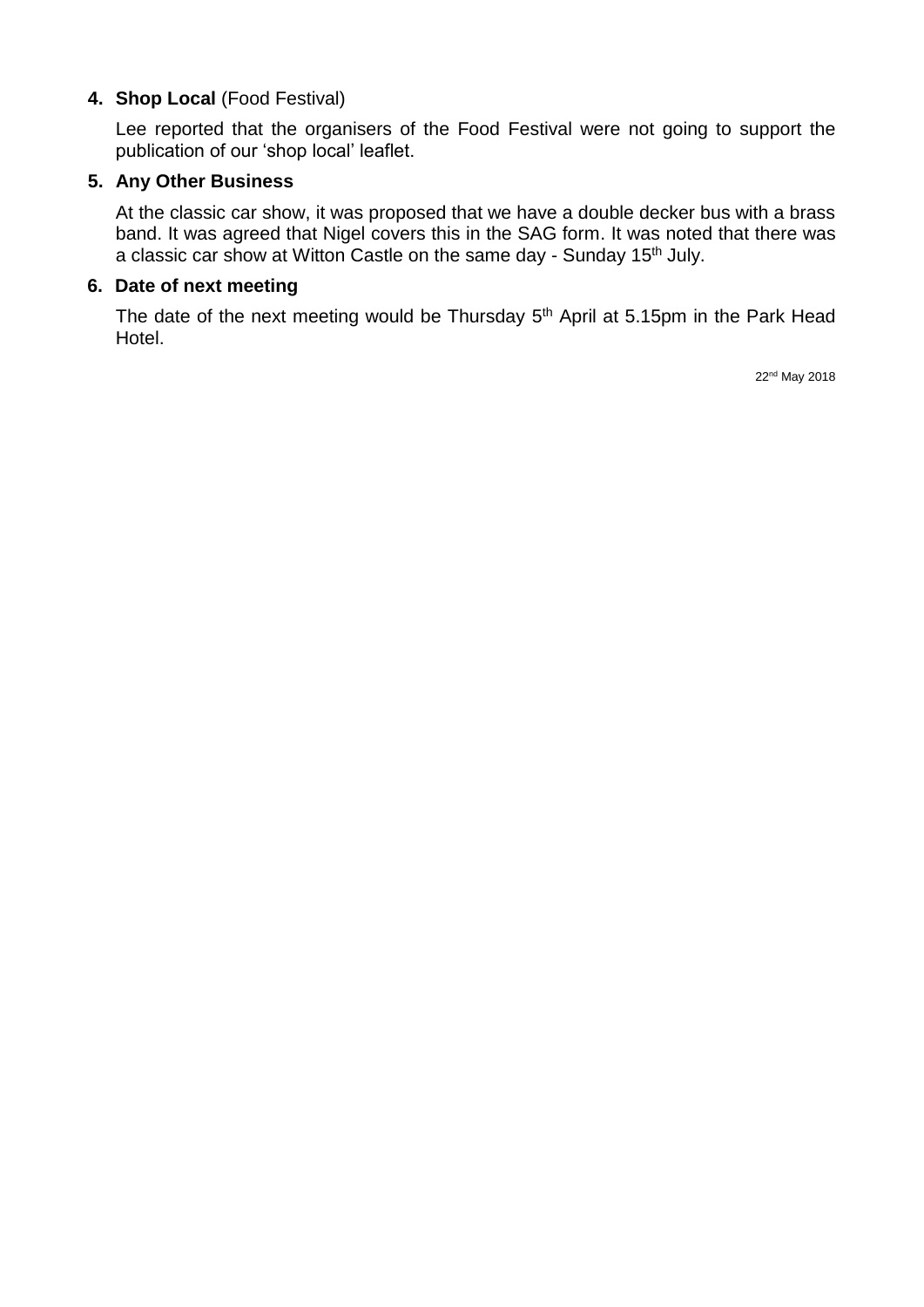4. **Shop Local** (Food Festival)

   Lee reported that the organisers of the Food Festival were not going to support the publication of our 'shop local' leaflet.

5. **Any Other Business**

   At the classic car show, it was proposed that we have a double decker bus with a brass band. It was agreed that Nigel covers this in the SAG form. It was noted that there was a classic car show at Witton Castle on the same day - Sunday 15th July.

6. **Date of next meeting**

   The date of the next meeting would be Thursday 5th April at 5.15pm in the Park Head Hotel.

22nd May 2018